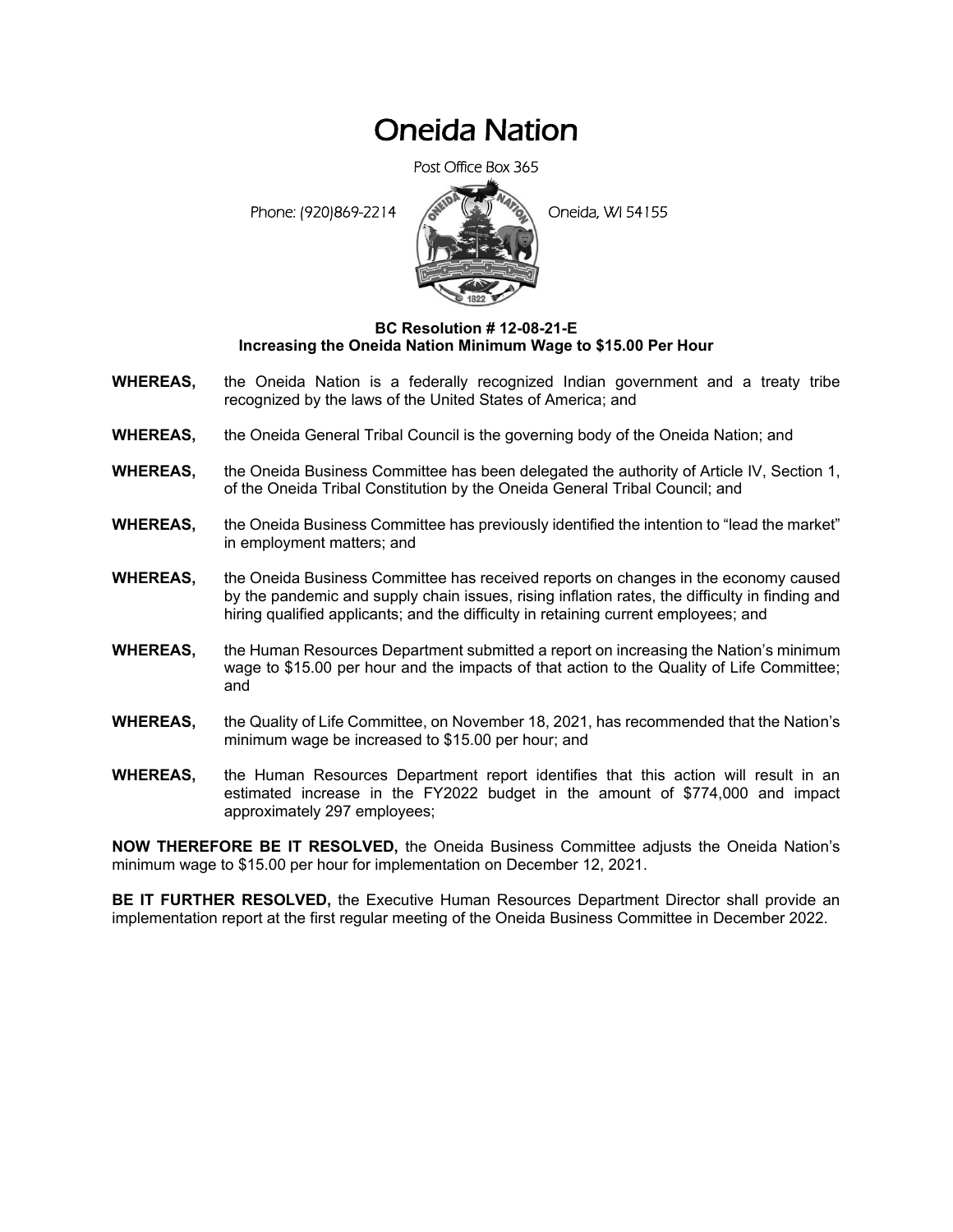# Oneida Nation

Post Office Box 365

Phone: (920)869-2214 Oneida, WI 54155

**BC Resolution # 12-08-21-E**
**Increasing the Oneida Nation Minimum Wage to $15.00 Per Hour**

**WHEREAS,** the Oneida Nation is a federally recognized Indian government and a treaty tribe recognized by the laws of the United States of America; and

**WHEREAS,** the Oneida General Tribal Council is the governing body of the Oneida Nation; and

**WHEREAS,** the Oneida Business Committee has been delegated the authority of Article IV, Section 1, of the Oneida Tribal Constitution by the Oneida General Tribal Council; and

**WHEREAS,** the Oneida Business Committee has previously identified the intention to "lead the market" in employment matters; and

**WHEREAS,** the Oneida Business Committee has received reports on changes in the economy caused by the pandemic and supply chain issues, rising inflation rates, the difficulty in finding and hiring qualified applicants; and the difficulty in retaining current employees; and

**WHEREAS,** the Human Resources Department submitted a report on increasing the Nation's minimum wage to $15.00 per hour and the impacts of that action to the Quality of Life Committee; and

**WHEREAS,** the Quality of Life Committee, on November 18, 2021, has recommended that the Nation's minimum wage be increased to $15.00 per hour; and

**WHEREAS,** the Human Resources Department report identifies that this action will result in an estimated increase in the FY2022 budget in the amount of $774,000 and impact approximately 297 employees;

**NOW THEREFORE BE IT RESOLVED,** the Oneida Business Committee adjusts the Oneida Nation's minimum wage to $15.00 per hour for implementation on December 12, 2021.

**BE IT FURTHER RESOLVED,** the Executive Human Resources Department Director shall provide an implementation report at the first regular meeting of the Oneida Business Committee in December 2022.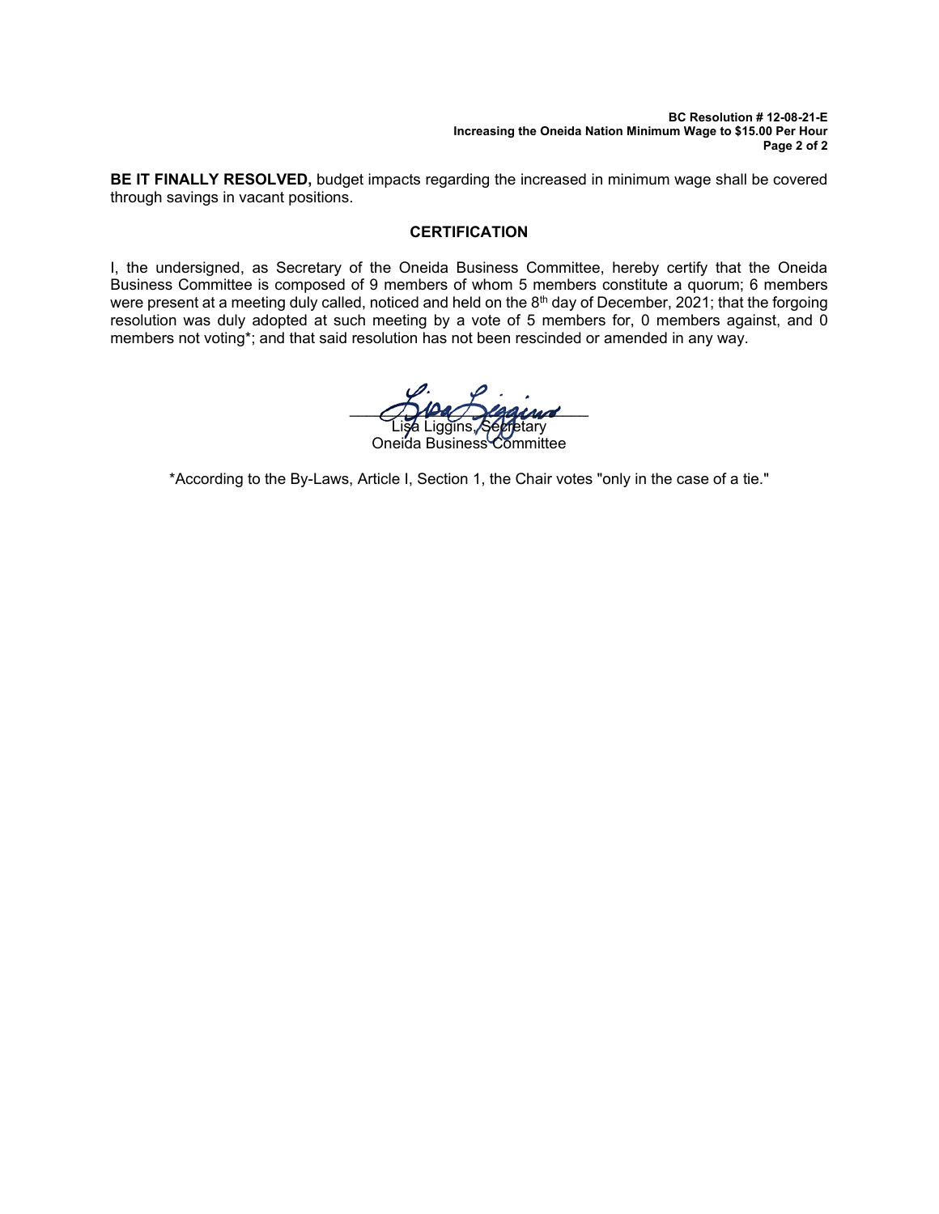**BE IT FINALLY RESOLVED,** budget impacts regarding the increased in minimum wage shall be covered through savings in vacant positions.

## CERTIFICATION

I, the undersigned, as Secretary of the Oneida Business Committee, hereby certify that the Oneida Business Committee is composed of 9 members of whom 5 members constitute a quorum; 6 members were present at a meeting duly called, noticed and held on the 8th day of December, 2021; that the forgoing resolution was duly adopted at such meeting by a vote of 5 members for, 0 members against, and 0 members not voting*; and that said resolution has not been rescinded or amended in any way.

Lisa Liggins, Secretary
Oneida Business Committee

*According to the By-Laws, Article I, Section 1, the Chair votes "only in the case of a tie."